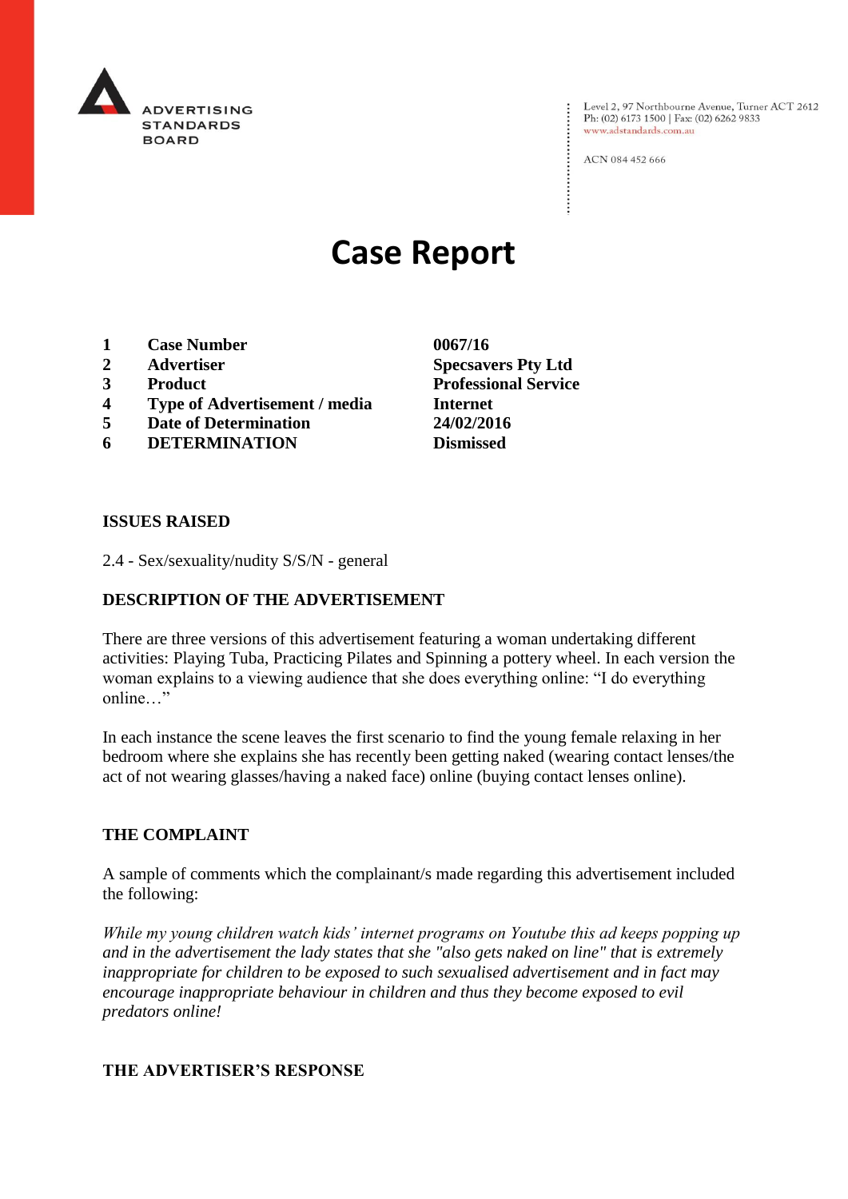ADVERTISING STANDARDS BOARD

Level 2, 97 Northbourne Avenue, Turner ACT 2612
Ph: (02) 6173 1500 | Fax: (02) 6262 9833
www.adstandards.com.au

ACN 084 452 666

# Case Report

| | | |
|---|---|---|
| 1 | **Case Number** | **0067/16** |
| 2 | **Advertiser** | **Specsavers Pty Ltd** |
| 3 | **Product** | **Professional Service** |
| 4 | **Type of Advertisement / media** | **Internet** |
| 5 | **Date of Determination** | **24/02/2016** |
| 6 | **DETERMINATION** | **Dismissed** |

## ISSUES RAISED

2.4 - Sex/sexuality/nudity S/S/N - general

## DESCRIPTION OF THE ADVERTISEMENT

There are three versions of this advertisement featuring a woman undertaking different activities: Playing Tuba, Practicing Pilates and Spinning a pottery wheel. In each version the woman explains to a viewing audience that she does everything online: "I do everything online…"

In each instance the scene leaves the first scenario to find the young female relaxing in her bedroom where she explains she has recently been getting naked (wearing contact lenses/the act of not wearing glasses/having a naked face) online (buying contact lenses online).

## THE COMPLAINT

A sample of comments which the complainant/s made regarding this advertisement included the following:

*While my young children watch kids' internet programs on Youtube this ad keeps popping up and in the advertisement the lady states that she "also gets naked on line" that is extremely inappropriate for children to be exposed to such sexualised advertisement and in fact may encourage inappropriate behaviour in children and thus they become exposed to evil predators online!*

## THE ADVERTISER'S RESPONSE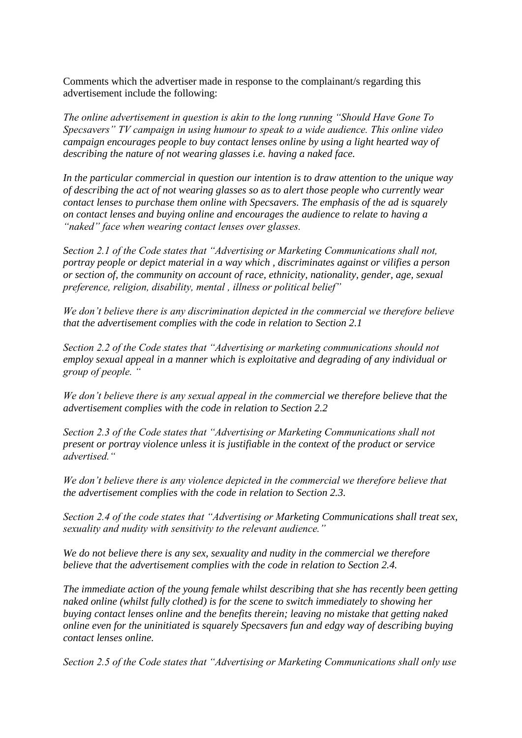Comments which the advertiser made in response to the complainant/s regarding this advertisement include the following:

*The online advertisement in question is akin to the long running "Should Have Gone To Specsavers" TV campaign in using humour to speak to a wide audience. This online video campaign encourages people to buy contact lenses online by using a light hearted way of describing the nature of not wearing glasses i.e. having a naked face.*

*In the particular commercial in question our intention is to draw attention to the unique way of describing the act of not wearing glasses so as to alert those people who currently wear contact lenses to purchase them online with Specsavers. The emphasis of the ad is squarely on contact lenses and buying online and encourages the audience to relate to having a "naked" face when wearing contact lenses over glasses.*

*Section 2.1 of the Code states that "Advertising or Marketing Communications shall not, portray people or depict material in a way which , discriminates against or vilifies a person or section of, the community on account of race, ethnicity, nationality, gender, age, sexual preference, religion, disability, mental , illness or political belief"*

*We don't believe there is any discrimination depicted in the commercial we therefore believe that the advertisement complies with the code in relation to Section 2.1*

*Section 2.2 of the Code states that "Advertising or marketing communications should not employ sexual appeal in a manner which is exploitative and degrading of any individual or group of people. "*

*We don't believe there is any sexual appeal in the commercial we therefore believe that the advertisement complies with the code in relation to Section 2.2*

*Section 2.3 of the Code states that "Advertising or Marketing Communications shall not present or portray violence unless it is justifiable in the context of the product or service advertised."*

*We don't believe there is any violence depicted in the commercial we therefore believe that the advertisement complies with the code in relation to Section 2.3.*

*Section 2.4 of the code states that "Advertising or Marketing Communications shall treat sex, sexuality and nudity with sensitivity to the relevant audience."*

*We do not believe there is any sex, sexuality and nudity in the commercial we therefore believe that the advertisement complies with the code in relation to Section 2.4.*

*The immediate action of the young female whilst describing that she has recently been getting naked online (whilst fully clothed) is for the scene to switch immediately to showing her buying contact lenses online and the benefits therein; leaving no mistake that getting naked online even for the uninitiated is squarely Specsavers fun and edgy way of describing buying contact lenses online.*

*Section 2.5 of the Code states that "Advertising or Marketing Communications shall only use*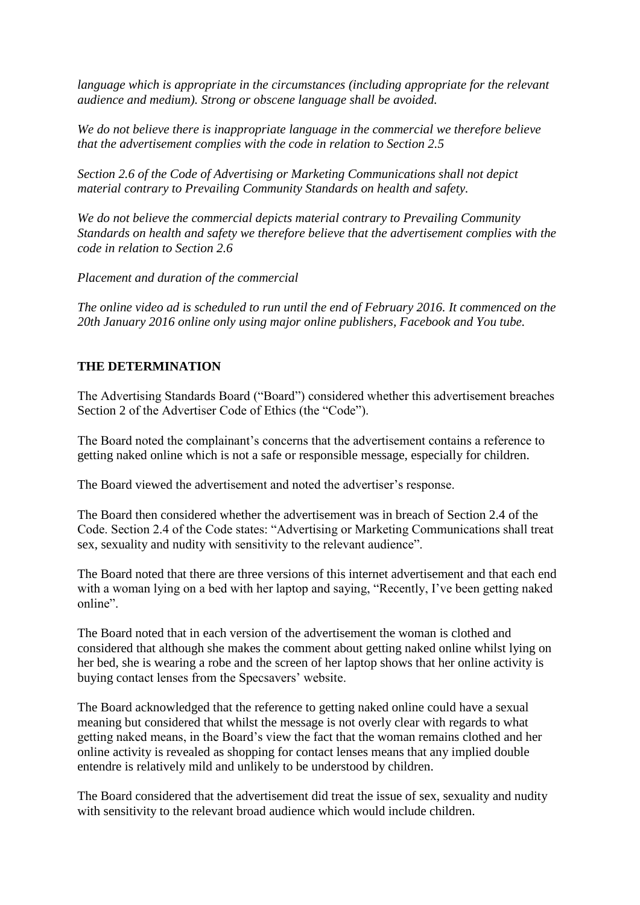*language which is appropriate in the circumstances (including appropriate for the relevant audience and medium). Strong or obscene language shall be avoided.*

*We do not believe there is inappropriate language in the commercial we therefore believe that the advertisement complies with the code in relation to Section 2.5*

*Section 2.6 of the Code of Advertising or Marketing Communications shall not depict material contrary to Prevailing Community Standards on health and safety.*

*We do not believe the commercial depicts material contrary to Prevailing Community Standards on health and safety we therefore believe that the advertisement complies with the code in relation to Section 2.6*

*Placement and duration of the commercial*

*The online video ad is scheduled to run until the end of February 2016. It commenced on the 20th January 2016 online only using major online publishers, Facebook and You tube.*

## THE DETERMINATION

The Advertising Standards Board ("Board") considered whether this advertisement breaches Section 2 of the Advertiser Code of Ethics (the "Code").

The Board noted the complainant's concerns that the advertisement contains a reference to getting naked online which is not a safe or responsible message, especially for children.

The Board viewed the advertisement and noted the advertiser's response.

The Board then considered whether the advertisement was in breach of Section 2.4 of the Code. Section 2.4 of the Code states: "Advertising or Marketing Communications shall treat sex, sexuality and nudity with sensitivity to the relevant audience".

The Board noted that there are three versions of this internet advertisement and that each end with a woman lying on a bed with her laptop and saying, "Recently, I've been getting naked online".

The Board noted that in each version of the advertisement the woman is clothed and considered that although she makes the comment about getting naked online whilst lying on her bed, she is wearing a robe and the screen of her laptop shows that her online activity is buying contact lenses from the Specsavers' website.

The Board acknowledged that the reference to getting naked online could have a sexual meaning but considered that whilst the message is not overly clear with regards to what getting naked means, in the Board's view the fact that the woman remains clothed and her online activity is revealed as shopping for contact lenses means that any implied double entendre is relatively mild and unlikely to be understood by children.

The Board considered that the advertisement did treat the issue of sex, sexuality and nudity with sensitivity to the relevant broad audience which would include children.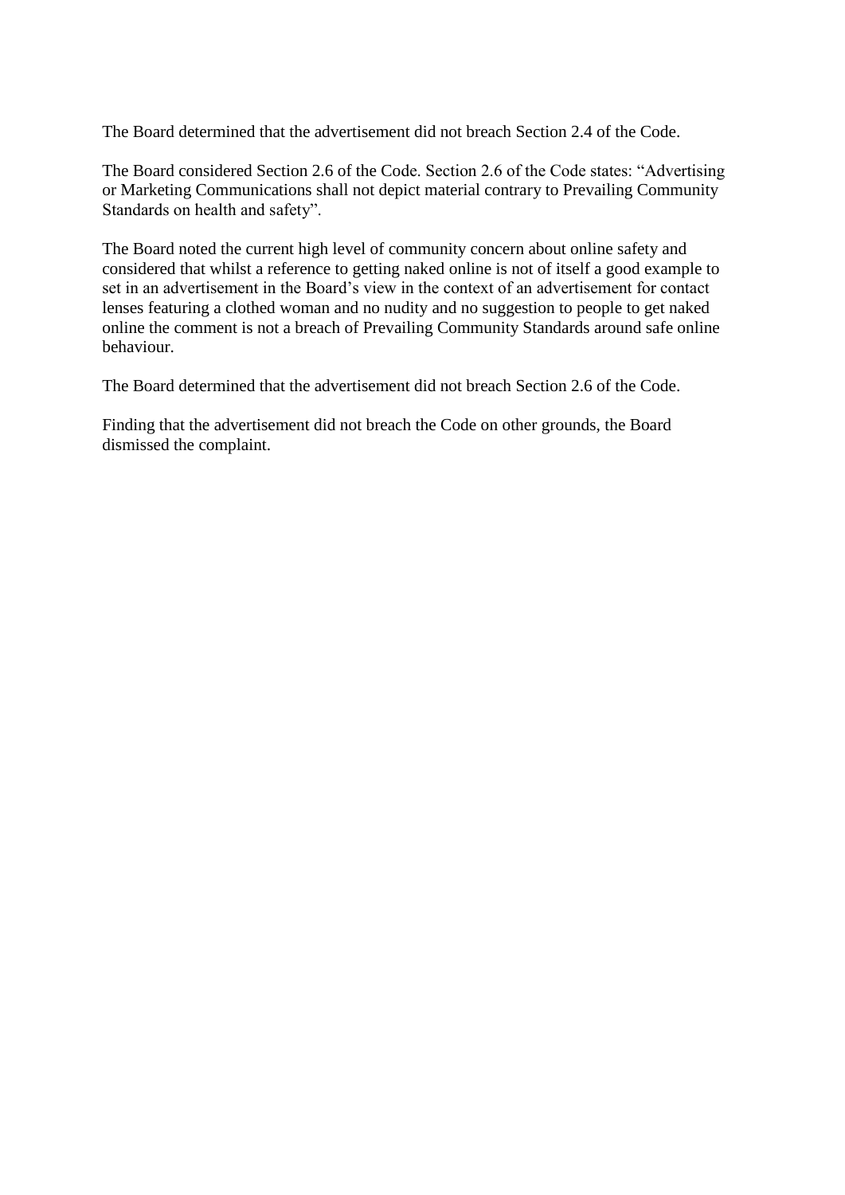The Board determined that the advertisement did not breach Section 2.4 of the Code.

The Board considered Section 2.6 of the Code. Section 2.6 of the Code states: "Advertising or Marketing Communications shall not depict material contrary to Prevailing Community Standards on health and safety".

The Board noted the current high level of community concern about online safety and considered that whilst a reference to getting naked online is not of itself a good example to set in an advertisement in the Board's view in the context of an advertisement for contact lenses featuring a clothed woman and no nudity and no suggestion to people to get naked online the comment is not a breach of Prevailing Community Standards around safe online behaviour.

The Board determined that the advertisement did not breach Section 2.6 of the Code.

Finding that the advertisement did not breach the Code on other grounds, the Board dismissed the complaint.